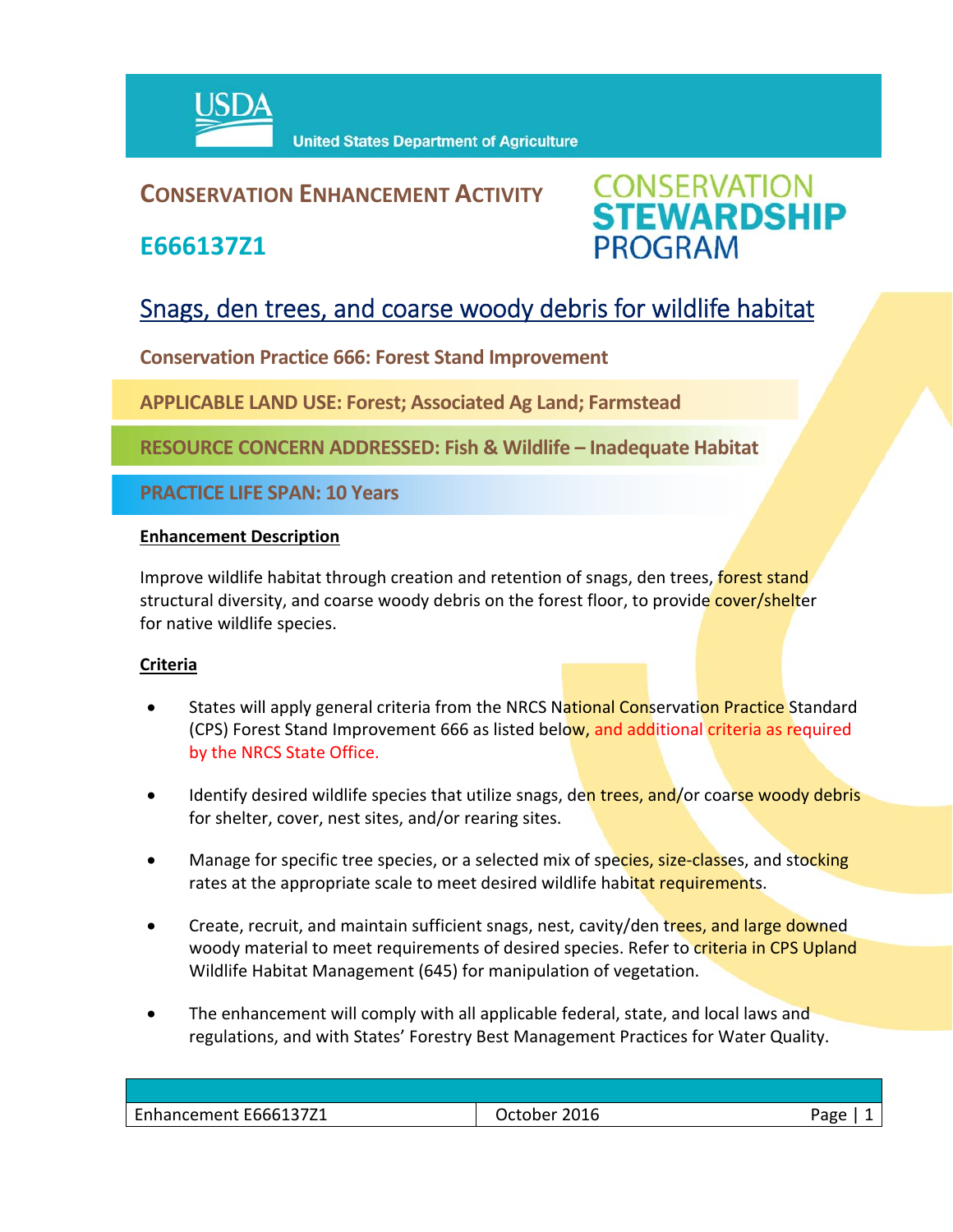USDA United States Department of Agriculture

## CONSERVATION ENHANCEMENT ACTIVITY

## E666137Z1

CONSERVATION STEWARDSHIP PROGRAM

# Snags, den trees, and coarse woody debris for wildlife habitat

**Conservation Practice 666: Forest Stand Improvement**

**APPLICABLE LAND USE: Forest; Associated Ag Land; Farmstead**

**RESOURCE CONCERN ADDRESSED: Fish & Wildlife – Inadequate Habitat**

**PRACTICE LIFE SPAN: 10 Years**

**Enhancement Description**

Improve wildlife habitat through creation and retention of snags, den trees, forest stand structural diversity, and coarse woody debris on the forest floor, to provide cover/shelter for native wildlife species.

**Criteria**

- States will apply general criteria from the NRCS National Conservation Practice Standard (CPS) Forest Stand Improvement 666 as listed below, and additional criteria as required by the NRCS State Office.
- Identify desired wildlife species that utilize snags, den trees, and/or coarse woody debris for shelter, cover, nest sites, and/or rearing sites.
- Manage for specific tree species, or a selected mix of species, size-classes, and stocking rates at the appropriate scale to meet desired wildlife habitat requirements.
- Create, recruit, and maintain sufficient snags, nest, cavity/den trees, and large downed woody material to meet requirements of desired species. Refer to criteria in CPS Upland Wildlife Habitat Management (645) for manipulation of vegetation.
- The enhancement will comply with all applicable federal, state, and local laws and regulations, and with States' Forestry Best Management Practices for Water Quality.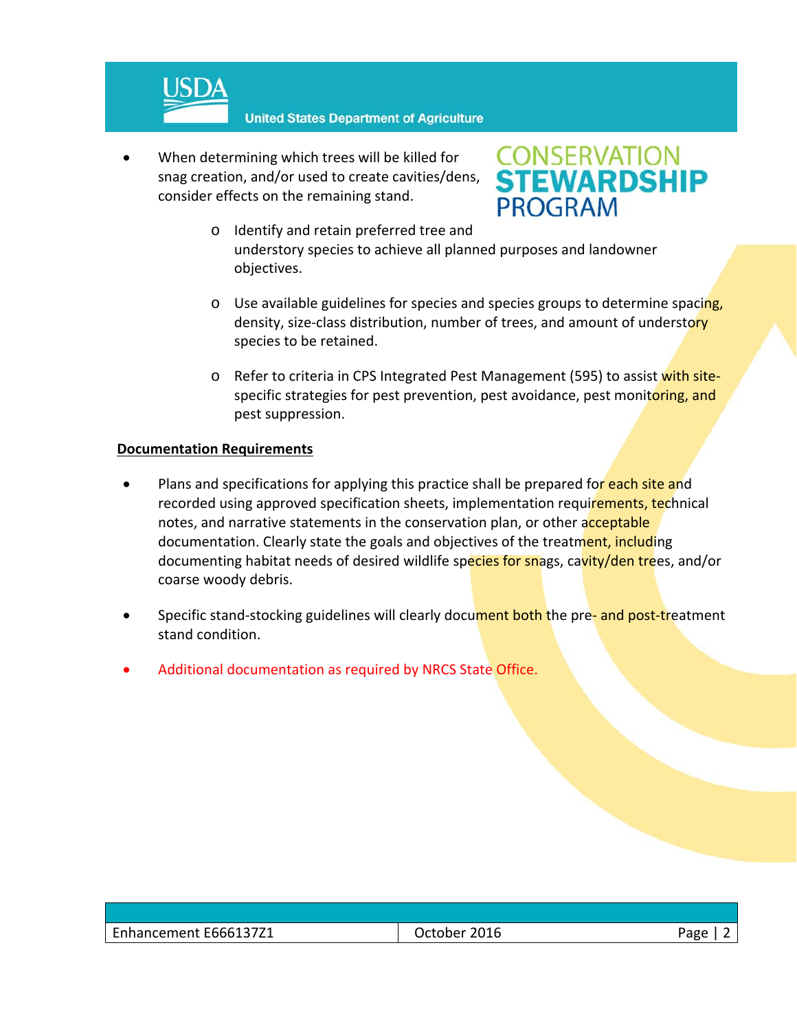- When determining which trees will be killed for snag creation, and/or used to create cavities/dens, consider effects on the remaining stand.
  - Identify and retain preferred tree and understory species to achieve all planned purposes and landowner objectives.
  - Use available guidelines for species and species groups to determine spacing, density, size-class distribution, number of trees, and amount of understory species to be retained.
  - Refer to criteria in CPS Integrated Pest Management (595) to assist with site-specific strategies for pest prevention, pest avoidance, pest monitoring, and pest suppression.

**Documentation Requirements**

- Plans and specifications for applying this practice shall be prepared for each site and recorded using approved specification sheets, implementation requirements, technical notes, and narrative statements in the conservation plan, or other acceptable documentation. Clearly state the goals and objectives of the treatment, including documenting habitat needs of desired wildlife species for snags, cavity/den trees, and/or coarse woody debris.
- Specific stand-stocking guidelines will clearly document both the pre- and post-treatment stand condition.
- Additional documentation as required by NRCS State Office.